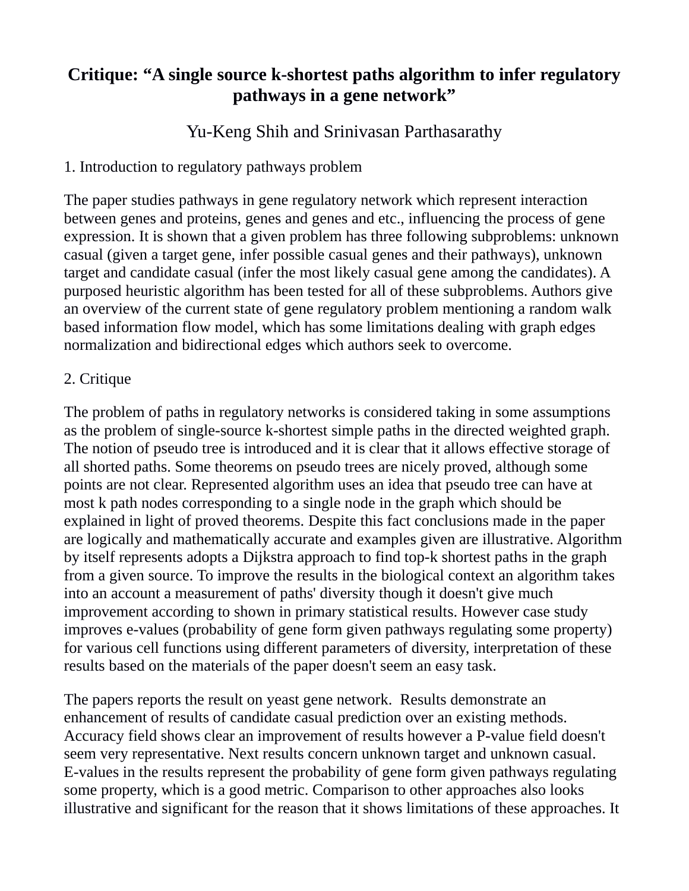# Critique: "A single source k-shortest paths algorithm to infer regulatory pathways in a gene network"

Yu-Keng Shih and Srinivasan Parthasarathy

## 1. Introduction to regulatory pathways problem

The paper studies pathways in gene regulatory network which represent interaction between genes and proteins, genes and genes and etc., influencing the process of gene expression. It is shown that a given problem has three following subproblems: unknown casual (given a target gene, infer possible casual genes and their pathways), unknown target and candidate casual (infer the most likely casual gene among the candidates). A purposed heuristic algorithm has been tested for all of these subproblems. Authors give an overview of the current state of gene regulatory problem mentioning a random walk based information flow model, which has some limitations dealing with graph edges normalization and bidirectional edges which authors seek to overcome.

## 2. Critique

The problem of paths in regulatory networks is considered taking in some assumptions as the problem of single-source k-shortest simple paths in the directed weighted graph. The notion of pseudo tree is introduced and it is clear that it allows effective storage of all shorted paths. Some theorems on pseudo trees are nicely proved, although some points are not clear. Represented algorithm uses an idea that pseudo tree can have at most k path nodes corresponding to a single node in the graph which should be explained in light of proved theorems. Despite this fact conclusions made in the paper are logically and mathematically accurate and examples given are illustrative. Algorithm by itself represents adopts a Dijkstra approach to find top-k shortest paths in the graph from a given source. To improve the results in the biological context an algorithm takes into an account a measurement of paths' diversity though it doesn't give much improvement according to shown in primary statistical results. However case study improves e-values (probability of gene form given pathways regulating some property) for various cell functions using different parameters of diversity, interpretation of these results based on the materials of the paper doesn't seem an easy task.

The papers reports the result on yeast gene network. Results demonstrate an enhancement of results of candidate casual prediction over an existing methods. Accuracy field shows clear an improvement of results however a P-value field doesn't seem very representative. Next results concern unknown target and unknown casual. E-values in the results represent the probability of gene form given pathways regulating some property, which is a good metric. Comparison to other approaches also looks illustrative and significant for the reason that it shows limitations of these approaches. It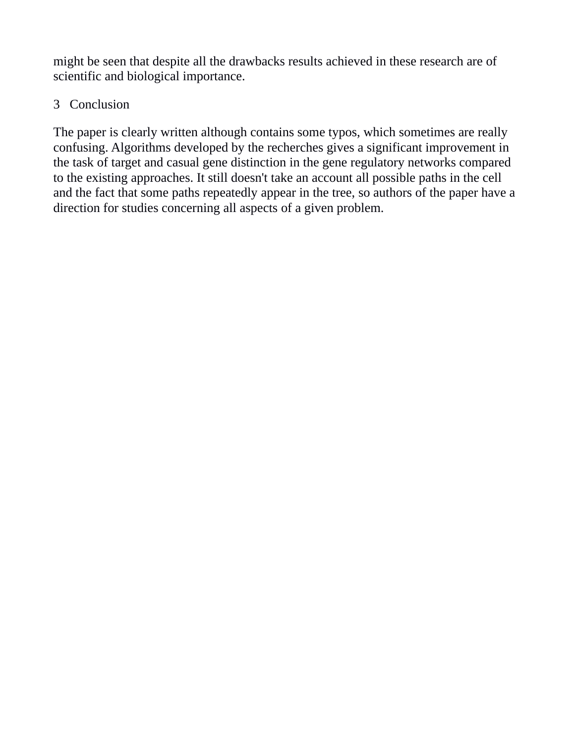might be seen that despite all the drawbacks results achieved in these research are of scientific and biological importance.

## 3 Conclusion

The paper is clearly written although contains some typos, which sometimes are really confusing. Algorithms developed by the recherches gives a significant improvement in the task of target and casual gene distinction in the gene regulatory networks compared to the existing approaches. It still doesn't take an account all possible paths in the cell and the fact that some paths repeatedly appear in the tree, so authors of the paper have a direction for studies concerning all aspects of a given problem.